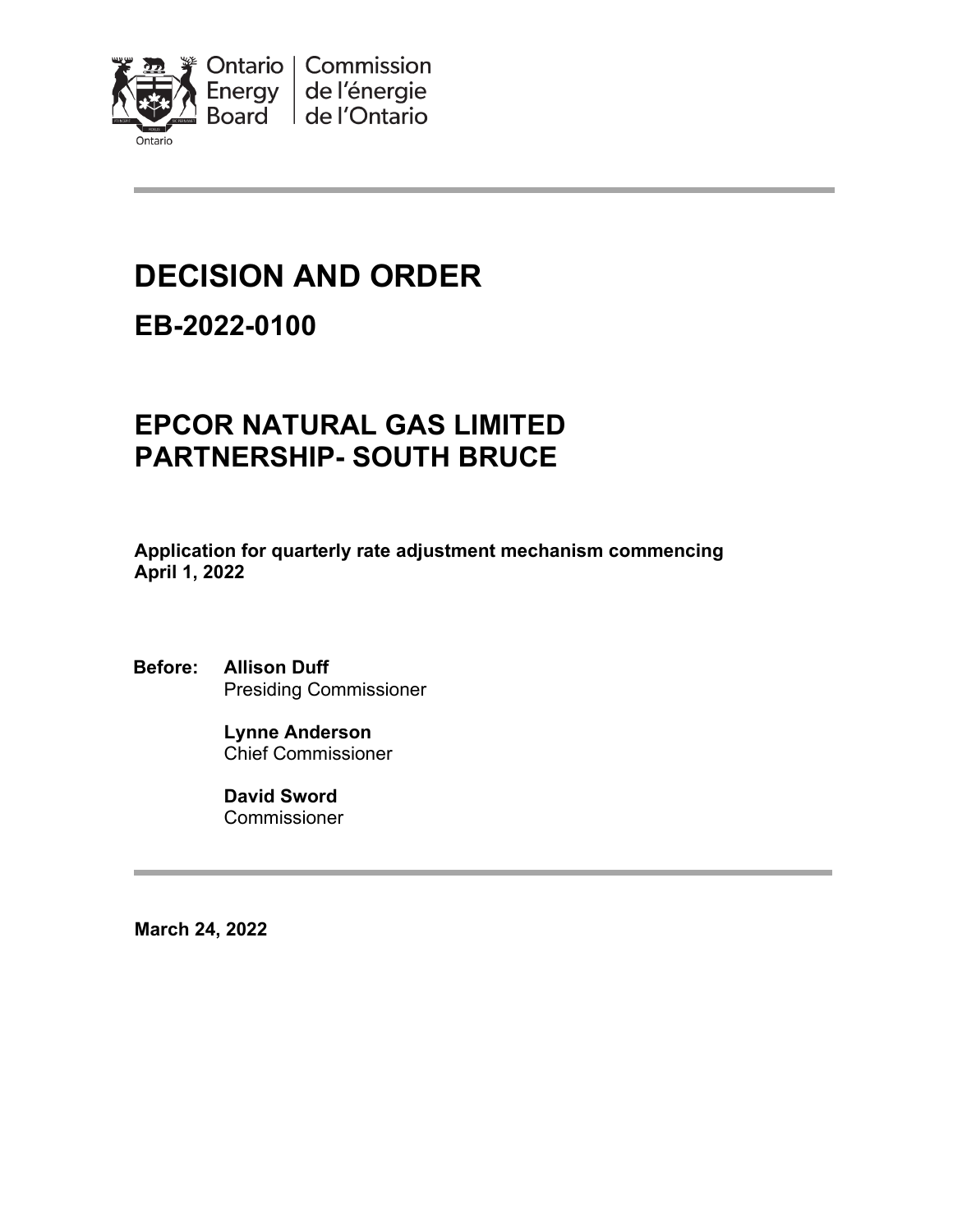Ontario Energy Board | Commission de l'énergie de l'Ontario

# DECISION AND ORDER

## EB-2022-0100

# EPCOR NATURAL GAS LIMITED PARTNERSHIP- SOUTH BRUCE

**Application for quarterly rate adjustment mechanism commencing April 1, 2022**

**Before:** **Allison Duff**
Presiding Commissioner

**Lynne Anderson**
Chief Commissioner

**David Sword**
Commissioner

**March 24, 2022**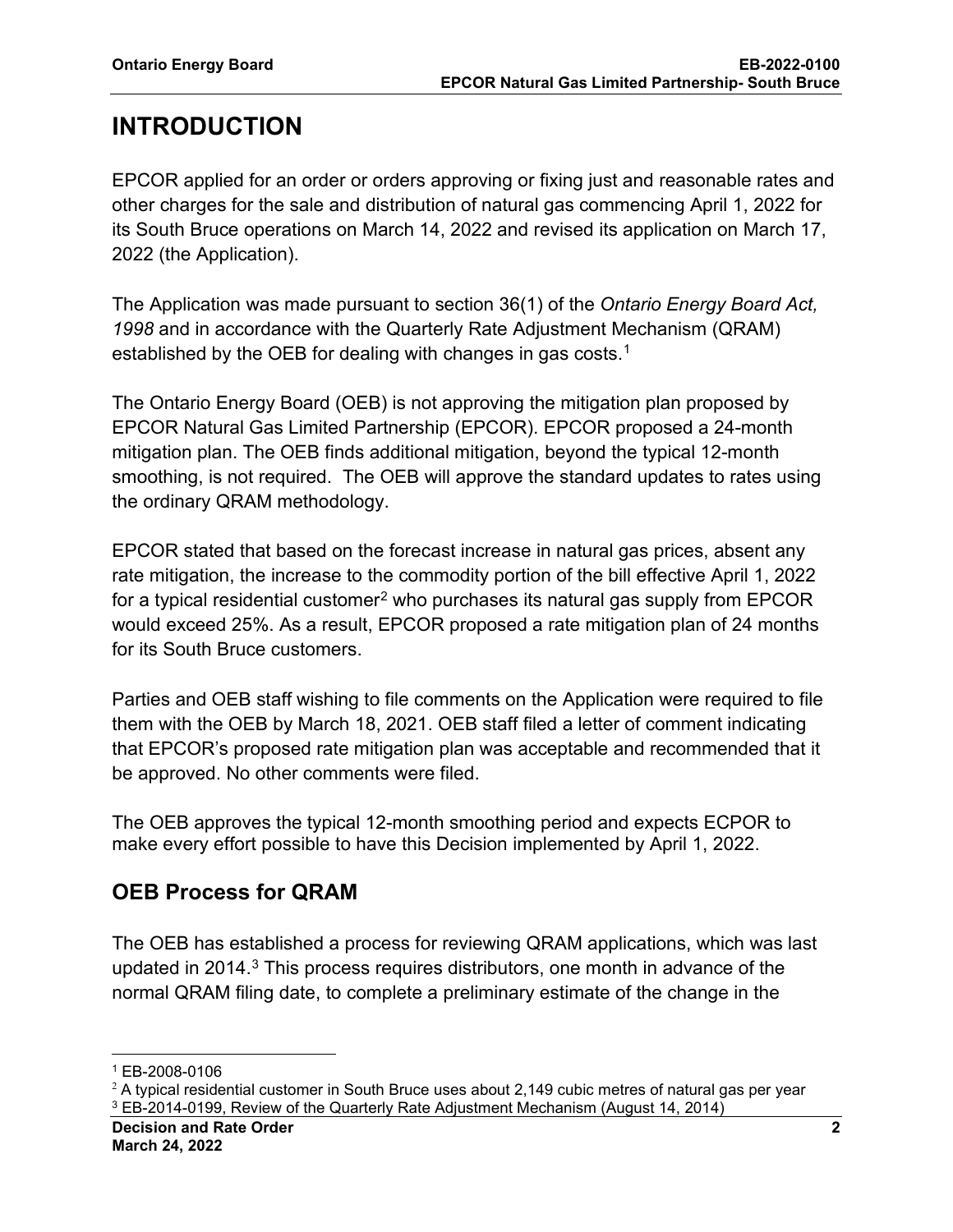# INTRODUCTION

EPCOR applied for an order or orders approving or fixing just and reasonable rates and other charges for the sale and distribution of natural gas commencing April 1, 2022 for its South Bruce operations on March 14, 2022 and revised its application on March 17, 2022 (the Application).

The Application was made pursuant to section 36(1) of the *Ontario Energy Board Act, 1998* and in accordance with the Quarterly Rate Adjustment Mechanism (QRAM) established by the OEB for dealing with changes in gas costs.[1]

The Ontario Energy Board (OEB) is not approving the mitigation plan proposed by EPCOR Natural Gas Limited Partnership (EPCOR). EPCOR proposed a 24-month mitigation plan. The OEB finds additional mitigation, beyond the typical 12-month smoothing, is not required. The OEB will approve the standard updates to rates using the ordinary QRAM methodology.

EPCOR stated that based on the forecast increase in natural gas prices, absent any rate mitigation, the increase to the commodity portion of the bill effective April 1, 2022 for a typical residential customer[2] who purchases its natural gas supply from EPCOR would exceed 25%. As a result, EPCOR proposed a rate mitigation plan of 24 months for its South Bruce customers.

Parties and OEB staff wishing to file comments on the Application were required to file them with the OEB by March 18, 2021. OEB staff filed a letter of comment indicating that EPCOR's proposed rate mitigation plan was acceptable and recommended that it be approved. No other comments were filed.

The OEB approves the typical 12-month smoothing period and expects ECPOR to make every effort possible to have this Decision implemented by April 1, 2022.

## OEB Process for QRAM

The OEB has established a process for reviewing QRAM applications, which was last updated in 2014.[3] This process requires distributors, one month in advance of the normal QRAM filing date, to complete a preliminary estimate of the change in the

[1] EB-2008-0106

[2] A typical residential customer in South Bruce uses about 2,149 cubic metres of natural gas per year

[3] EB-2014-0199, Review of the Quarterly Rate Adjustment Mechanism (August 14, 2014)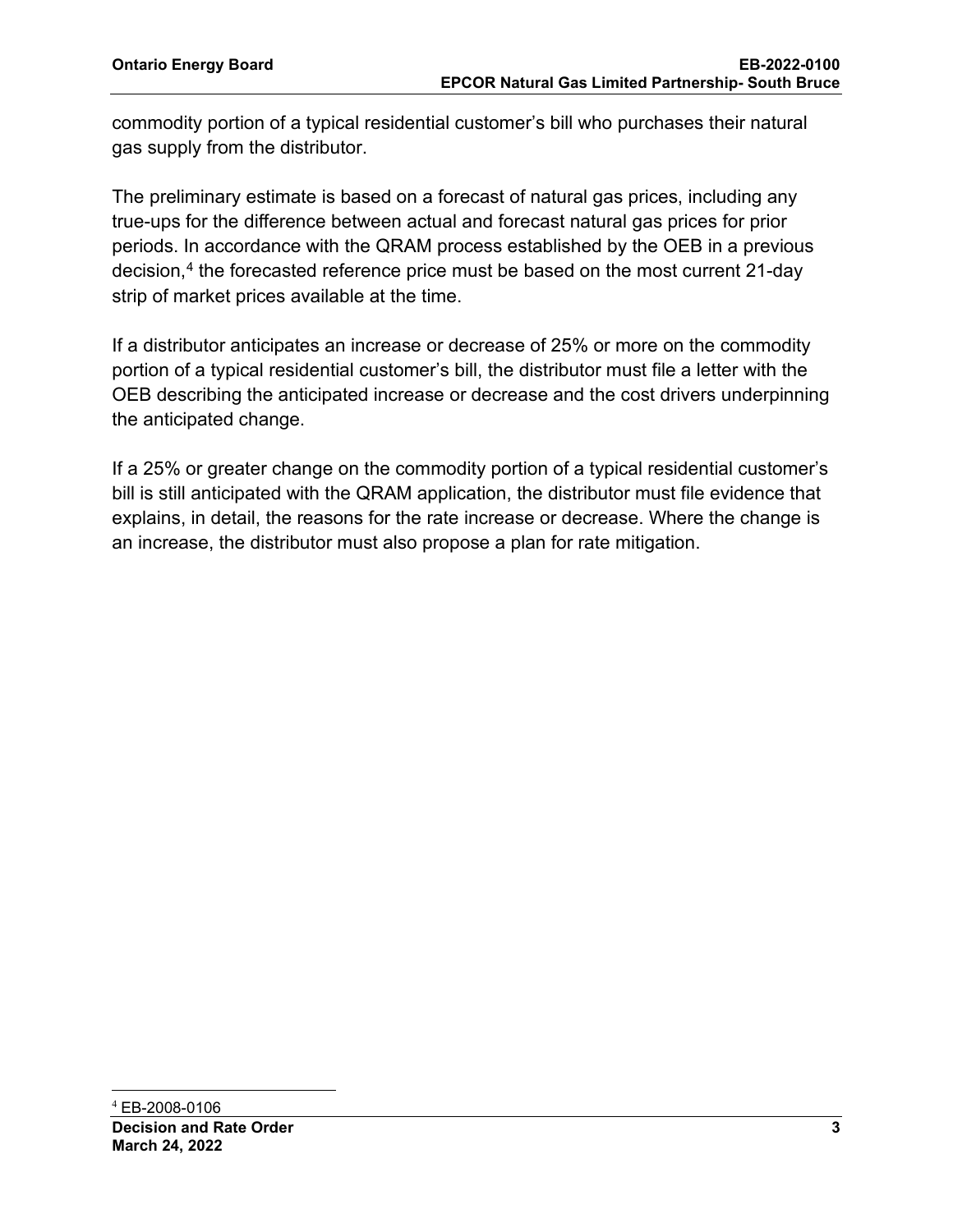commodity portion of a typical residential customer's bill who purchases their natural gas supply from the distributor.

The preliminary estimate is based on a forecast of natural gas prices, including any true-ups for the difference between actual and forecast natural gas prices for prior periods. In accordance with the QRAM process established by the OEB in a previous decision,[4] the forecasted reference price must be based on the most current 21-day strip of market prices available at the time.

If a distributor anticipates an increase or decrease of 25% or more on the commodity portion of a typical residential customer's bill, the distributor must file a letter with the OEB describing the anticipated increase or decrease and the cost drivers underpinning the anticipated change.

If a 25% or greater change on the commodity portion of a typical residential customer's bill is still anticipated with the QRAM application, the distributor must file evidence that explains, in detail, the reasons for the rate increase or decrease. Where the change is an increase, the distributor must also propose a plan for rate mitigation.

[4] EB-2008-0106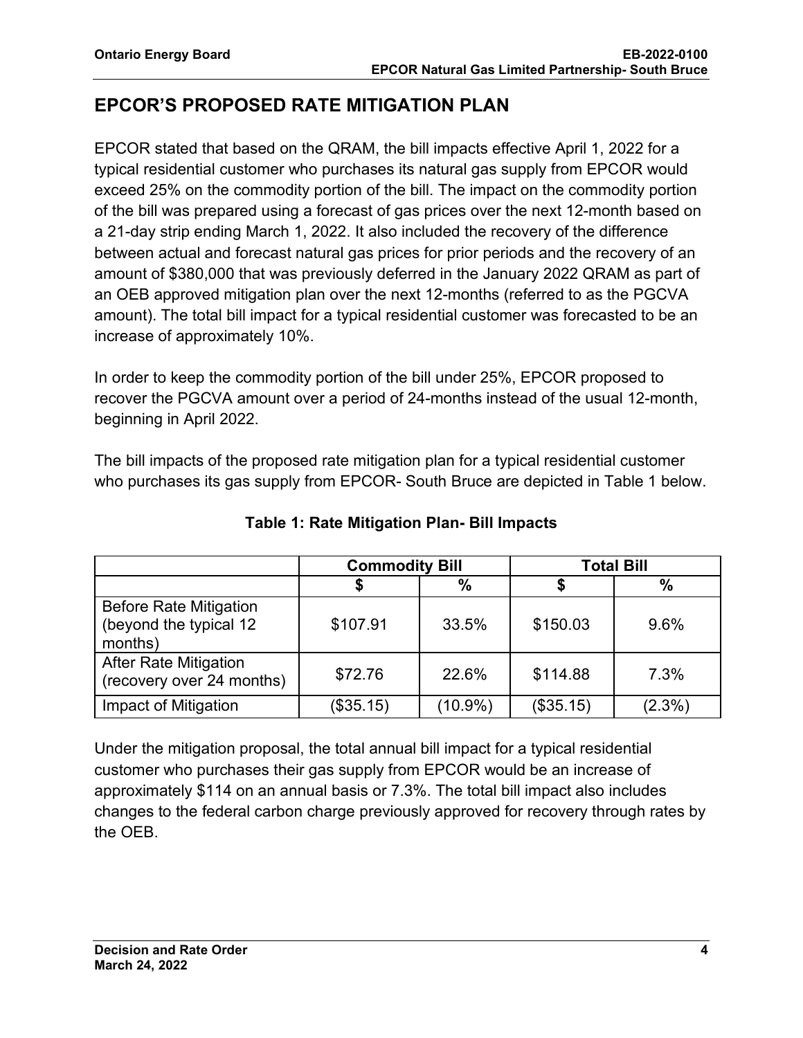## EPCOR'S PROPOSED RATE MITIGATION PLAN

EPCOR stated that based on the QRAM, the bill impacts effective April 1, 2022 for a typical residential customer who purchases its natural gas supply from EPCOR would exceed 25% on the commodity portion of the bill. The impact on the commodity portion of the bill was prepared using a forecast of gas prices over the next 12-month based on a 21-day strip ending March 1, 2022. It also included the recovery of the difference between actual and forecast natural gas prices for prior periods and the recovery of an amount of $380,000 that was previously deferred in the January 2022 QRAM as part of an OEB approved mitigation plan over the next 12-months (referred to as the PGCVA amount). The total bill impact for a typical residential customer was forecasted to be an increase of approximately 10%.

In order to keep the commodity portion of the bill under 25%, EPCOR proposed to recover the PGCVA amount over a period of 24-months instead of the usual 12-month, beginning in April 2022.

The bill impacts of the proposed rate mitigation plan for a typical residential customer who purchases its gas supply from EPCOR- South Bruce are depicted in Table 1 below.

**Table 1: Rate Mitigation Plan- Bill Impacts**

| | Commodity Bill | | Total Bill | |
|---|---|---|---|---|
| | $ | % | $ | % |
| Before Rate Mitigation (beyond the typical 12 months) | $107.91 | 33.5% | $150.03 | 9.6% |
| After Rate Mitigation (recovery over 24 months) | $72.76 | 22.6% | $114.88 | 7.3% |
| Impact of Mitigation | ($35.15) | (10.9%) | ($35.15) | (2.3%) |

Under the mitigation proposal, the total annual bill impact for a typical residential customer who purchases their gas supply from EPCOR would be an increase of approximately $114 on an annual basis or 7.3%. The total bill impact also includes changes to the federal carbon charge previously approved for recovery through rates by the OEB.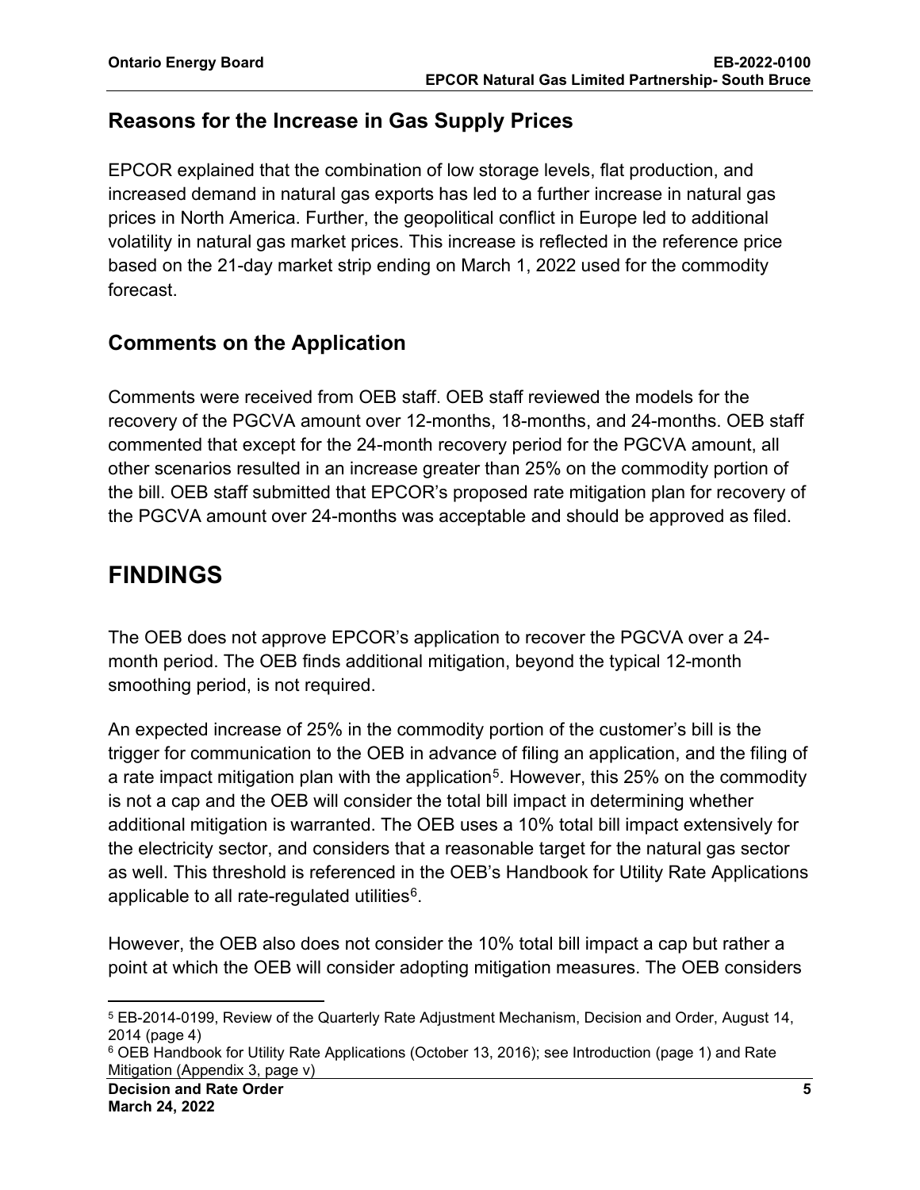## Reasons for the Increase in Gas Supply Prices

EPCOR explained that the combination of low storage levels, flat production, and increased demand in natural gas exports has led to a further increase in natural gas prices in North America. Further, the geopolitical conflict in Europe led to additional volatility in natural gas market prices. This increase is reflected in the reference price based on the 21-day market strip ending on March 1, 2022 used for the commodity forecast.

## Comments on the Application

Comments were received from OEB staff. OEB staff reviewed the models for the recovery of the PGCVA amount over 12-months, 18-months, and 24-months. OEB staff commented that except for the 24-month recovery period for the PGCVA amount, all other scenarios resulted in an increase greater than 25% on the commodity portion of the bill. OEB staff submitted that EPCOR's proposed rate mitigation plan for recovery of the PGCVA amount over 24-months was acceptable and should be approved as filed.

# FINDINGS

The OEB does not approve EPCOR's application to recover the PGCVA over a 24-month period. The OEB finds additional mitigation, beyond the typical 12-month smoothing period, is not required.

An expected increase of 25% in the commodity portion of the customer's bill is the trigger for communication to the OEB in advance of filing an application, and the filing of a rate impact mitigation plan with the application[5]. However, this 25% on the commodity is not a cap and the OEB will consider the total bill impact in determining whether additional mitigation is warranted. The OEB uses a 10% total bill impact extensively for the electricity sector, and considers that a reasonable target for the natural gas sector as well. This threshold is referenced in the OEB's Handbook for Utility Rate Applications applicable to all rate-regulated utilities[6].

However, the OEB also does not consider the 10% total bill impact a cap but rather a point at which the OEB will consider adopting mitigation measures. The OEB considers

[5] EB-2014-0199, Review of the Quarterly Rate Adjustment Mechanism, Decision and Order, August 14, 2014 (page 4)

[6] OEB Handbook for Utility Rate Applications (October 13, 2016); see Introduction (page 1) and Rate Mitigation (Appendix 3, page v)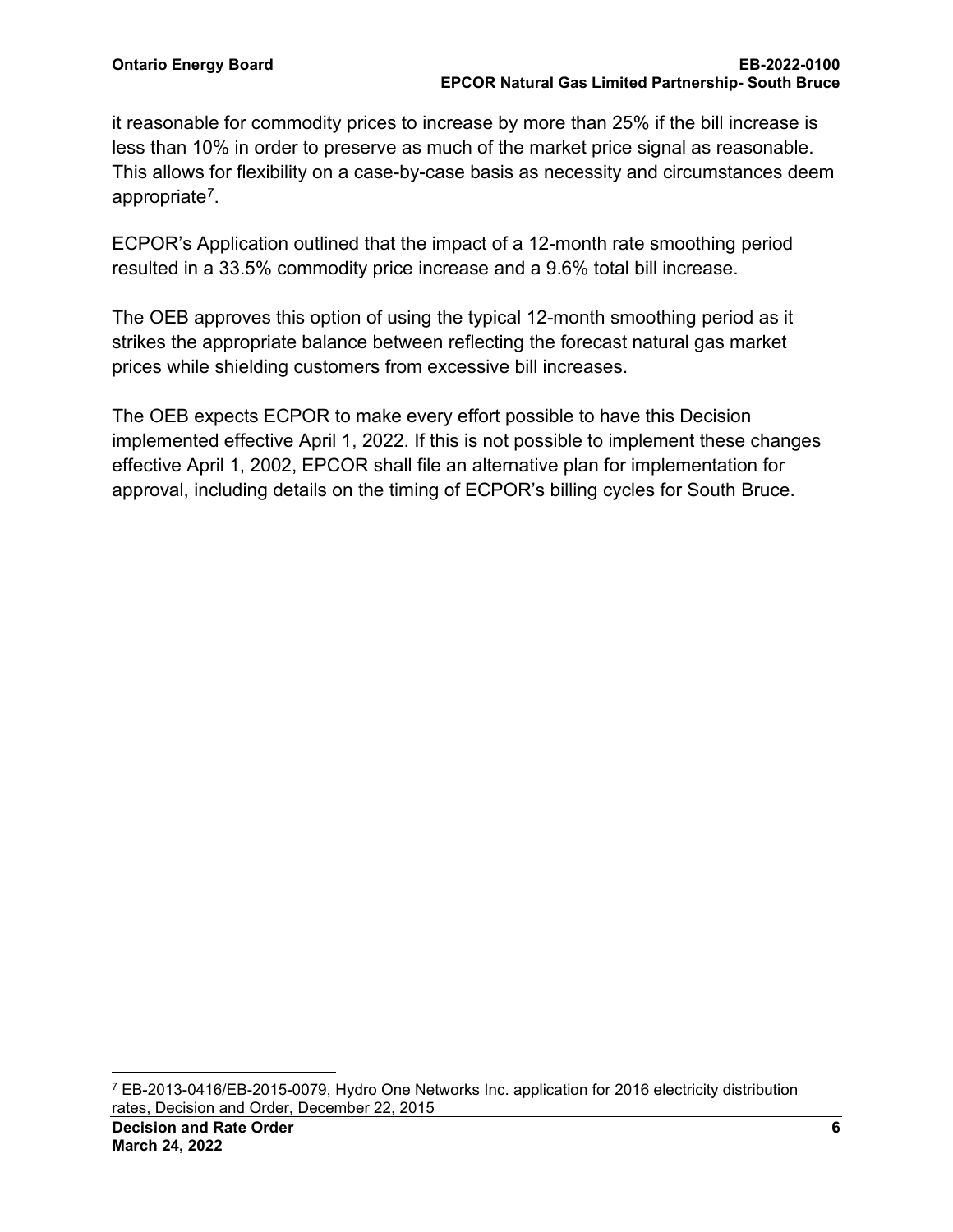it reasonable for commodity prices to increase by more than 25% if the bill increase is less than 10% in order to preserve as much of the market price signal as reasonable. This allows for flexibility on a case-by-case basis as necessity and circumstances deem appropriate[7].

ECPOR's Application outlined that the impact of a 12-month rate smoothing period resulted in a 33.5% commodity price increase and a 9.6% total bill increase.

The OEB approves this option of using the typical 12-month smoothing period as it strikes the appropriate balance between reflecting the forecast natural gas market prices while shielding customers from excessive bill increases.

The OEB expects ECPOR to make every effort possible to have this Decision implemented effective April 1, 2022. If this is not possible to implement these changes effective April 1, 2002, EPCOR shall file an alternative plan for implementation for approval, including details on the timing of ECPOR's billing cycles for South Bruce.

[7] EB-2013-0416/EB-2015-0079, Hydro One Networks Inc. application for 2016 electricity distribution rates, Decision and Order, December 22, 2015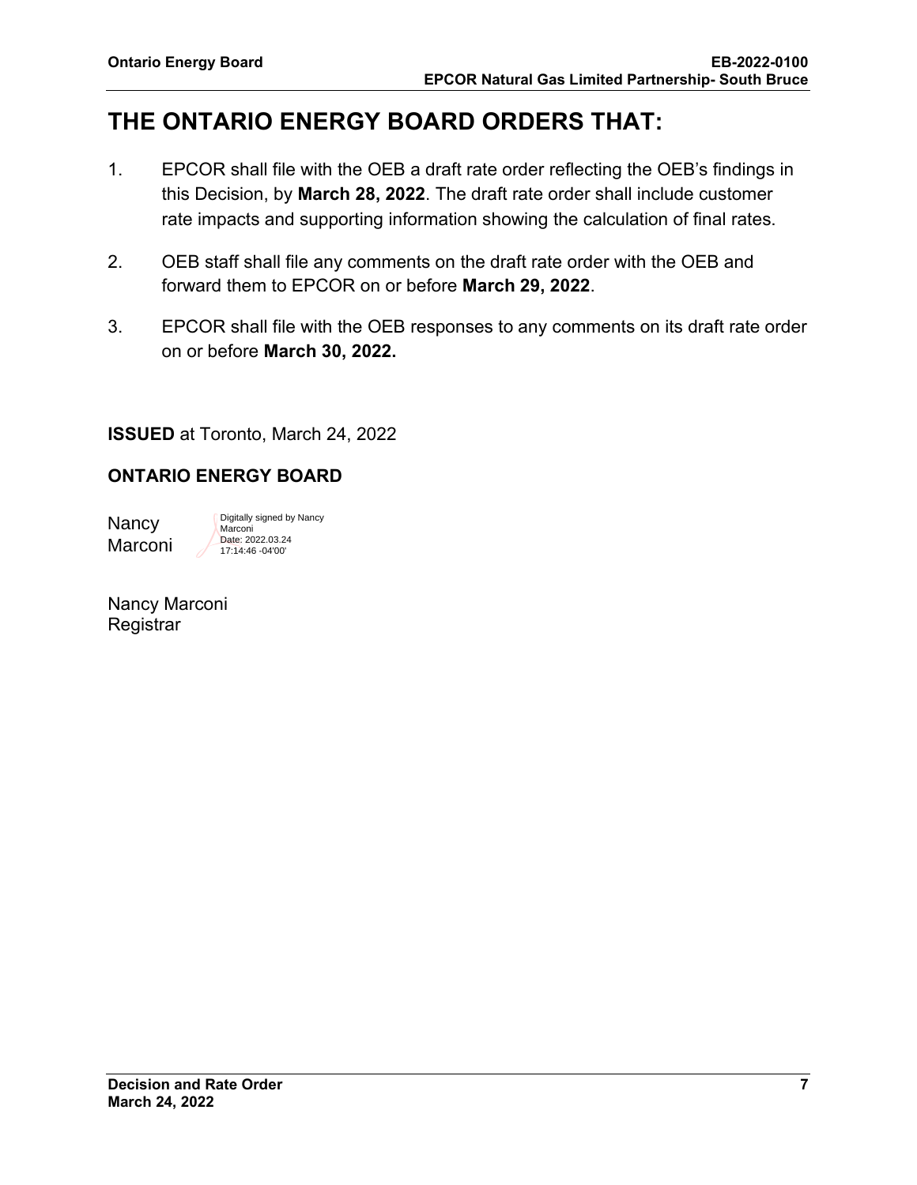# THE ONTARIO ENERGY BOARD ORDERS THAT:

1. EPCOR shall file with the OEB a draft rate order reflecting the OEB's findings in this Decision, by **March 28, 2022**. The draft rate order shall include customer rate impacts and supporting information showing the calculation of final rates.

2. OEB staff shall file any comments on the draft rate order with the OEB and forward them to EPCOR on or before **March 29, 2022**.

3. EPCOR shall file with the OEB responses to any comments on its draft rate order on or before **March 30, 2022.**

**ISSUED** at Toronto, March 24, 2022

**ONTARIO ENERGY BOARD**

Nancy Marconi

Digitally signed by Nancy Marconi
Date: 2022.03.24 17:14:46 -04'00'

Nancy Marconi
Registrar